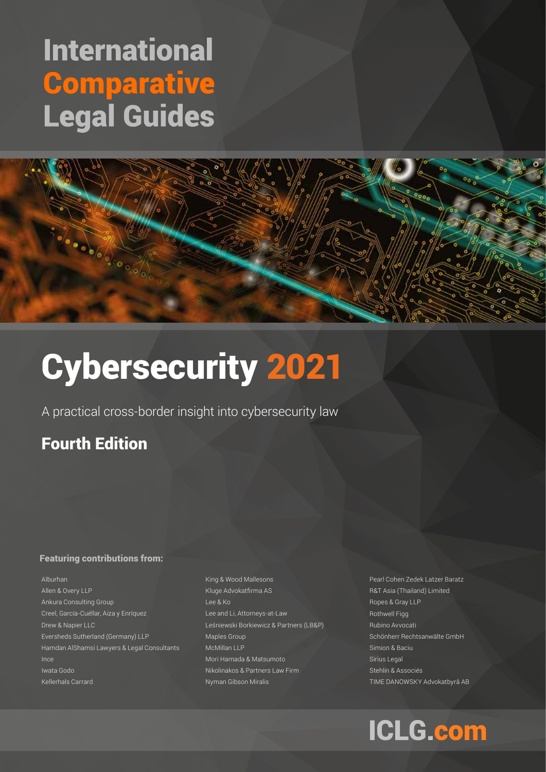# International Comparative Legal Guides

# Cybersecurity 2021

A practical cross-border insight into cybersecurity law

## Fourth Edition

**Featuring contributions from:**

Alburhan
Allen & Overy LLP
Ankura Consulting Group
Creel, García-Cuéllar, Aiza y Enríquez
Drew & Napier LLC
Eversheds Sutherland (Germany) LLP
Hamdan AlShamsi Lawyers & Legal Consultants
Ince
Iwata Godo
Kellerhals Carrard
King & Wood Mallesons
Kluge Advokatfirma AS
Lee & Ko
Lee and Li, Attorneys-at-Law
Leśniewski Borkiewicz & Partners (LB&P)
Maples Group
McMillan LLP
Mori Hamada & Matsumoto
Nikolinakos & Partners Law Firm
Nyman Gibson Miralis
Pearl Cohen Zedek Latzer Baratz
R&T Asia (Thailand) Limited
Ropes & Gray LLP
Rothwell Figg
Rubino Avvocati
Schönherr Rechtsanwälte GmbH
Simion & Baciu
Sirius Legal
Stehlin & Associés
TIME DANOWSKY Advokatbyrå AB

ICLG.com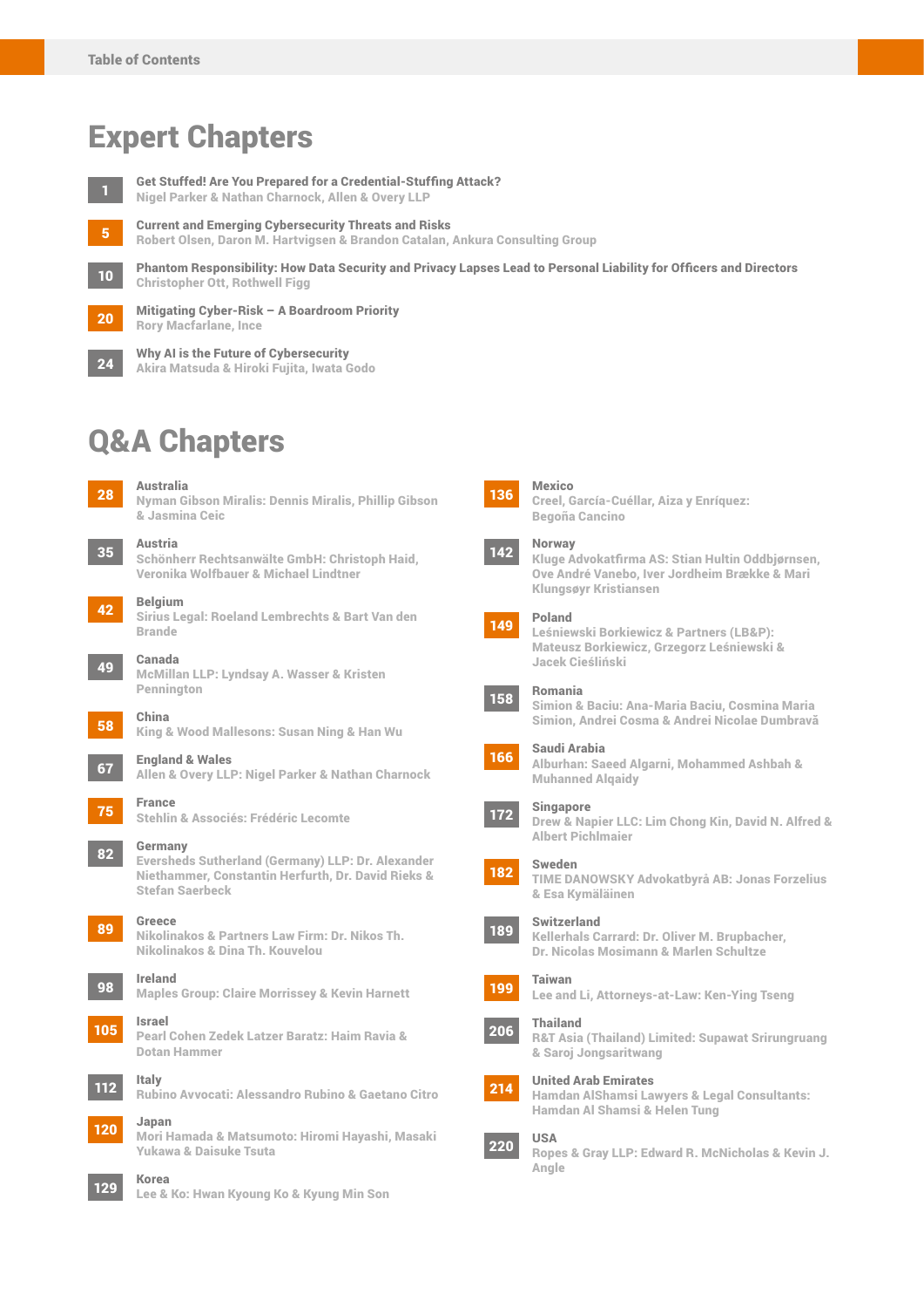# Table of Contents

## Expert Chapters

**1** **Get Stuffed! Are You Prepared for a Credential-Stuffing Attack?**
Nigel Parker & Nathan Charnock, Allen & Overy LLP

**5** **Current and Emerging Cybersecurity Threats and Risks**
Robert Olsen, Daron M. Hartvigsen & Brandon Catalan, Ankura Consulting Group

**10** **Phantom Responsibility: How Data Security and Privacy Lapses Lead to Personal Liability for Officers and Directors**
Christopher Ott, Rothwell Figg

**20** **Mitigating Cyber-Risk – A Boardroom Priority**
Rory Macfarlane, Ince

**24** **Why AI is the Future of Cybersecurity**
Akira Matsuda & Hiroki Fujita, Iwata Godo

## Q&A Chapters

**28** **Australia**
Nyman Gibson Miralis: Dennis Miralis, Phillip Gibson & Jasmina Ceic

**35** **Austria**
Schönherr Rechtsanwälte GmbH: Christoph Haid, Veronika Wolfbauer & Michael Lindtner

**42** **Belgium**
Sirius Legal: Roeland Lembrechts & Bart Van den Brande

**49** **Canada**
McMillan LLP: Lyndsay A. Wasser & Kristen Pennington

**58** **China**
King & Wood Mallesons: Susan Ning & Han Wu

**67** **England & Wales**
Allen & Overy LLP: Nigel Parker & Nathan Charnock

**75** **France**
Stehlin & Associés: Frédéric Lecomte

**82** **Germany**
Eversheds Sutherland (Germany) LLP: Dr. Alexander Niethammer, Constantin Herfurth, Dr. David Rieks & Stefan Saerbeck

**89** **Greece**
Nikolinakos & Partners Law Firm: Dr. Nikos Th. Nikolinakos & Dina Th. Kouvelou

**98** **Ireland**
Maples Group: Claire Morrissey & Kevin Harnett

**105** **Israel**
Pearl Cohen Zedek Latzer Baratz: Haim Ravia & Dotan Hammer

**112** **Italy**
Rubino Avvocati: Alessandro Rubino & Gaetano Citro

**120** **Japan**
Mori Hamada & Matsumoto: Hiromi Hayashi, Masaki Yukawa & Daisuke Tsuta

**129** **Korea**
Lee & Ko: Hwan Kyoung Ko & Kyung Min Son

**136** **Mexico**
Creel, García-Cuéllar, Aiza y Enríquez: Begoña Cancino

**142** **Norway**
Kluge Advokatfirma AS: Stian Hultin Oddbjørnsen, Ove André Vanebo, Iver Jordheim Brække & Mari Klungsøyr Kristiansen

**149** **Poland**
Leśniewski Borkiewicz & Partners (LB&P): Mateusz Borkiewicz, Grzegorz Leśniewski & Jacek Cieśliński

**158** **Romania**
Simion & Baciu: Ana-Maria Baciu, Cosmina Maria Simion, Andrei Cosma & Andrei Nicolae Dumbravă

**166** **Saudi Arabia**
Alburhan: Saeed Algarni, Mohammed Ashbah & Muhanned Alqaidy

**172** **Singapore**
Drew & Napier LLC: Lim Chong Kin, David N. Alfred & Albert Pichlmaier

**182** **Sweden**
TIME DANOWSKY Advokatbyrå AB: Jonas Forzelius & Esa Kymäläinen

**189** **Switzerland**
Kellerhals Carrard: Dr. Oliver M. Brupbacher, Dr. Nicolas Mosimann & Marlen Schultze

**199** **Taiwan**
Lee and Li, Attorneys-at-Law: Ken-Ying Tseng

**206** **Thailand**
R&T Asia (Thailand) Limited: Supawat Srirungruang & Saroj Jongsaritwang

**214** **United Arab Emirates**
Hamdan AlShamsi Lawyers & Legal Consultants: Hamdan Al Shamsi & Helen Tung

**220** **USA**
Ropes & Gray LLP: Edward R. McNicholas & Kevin J. Angle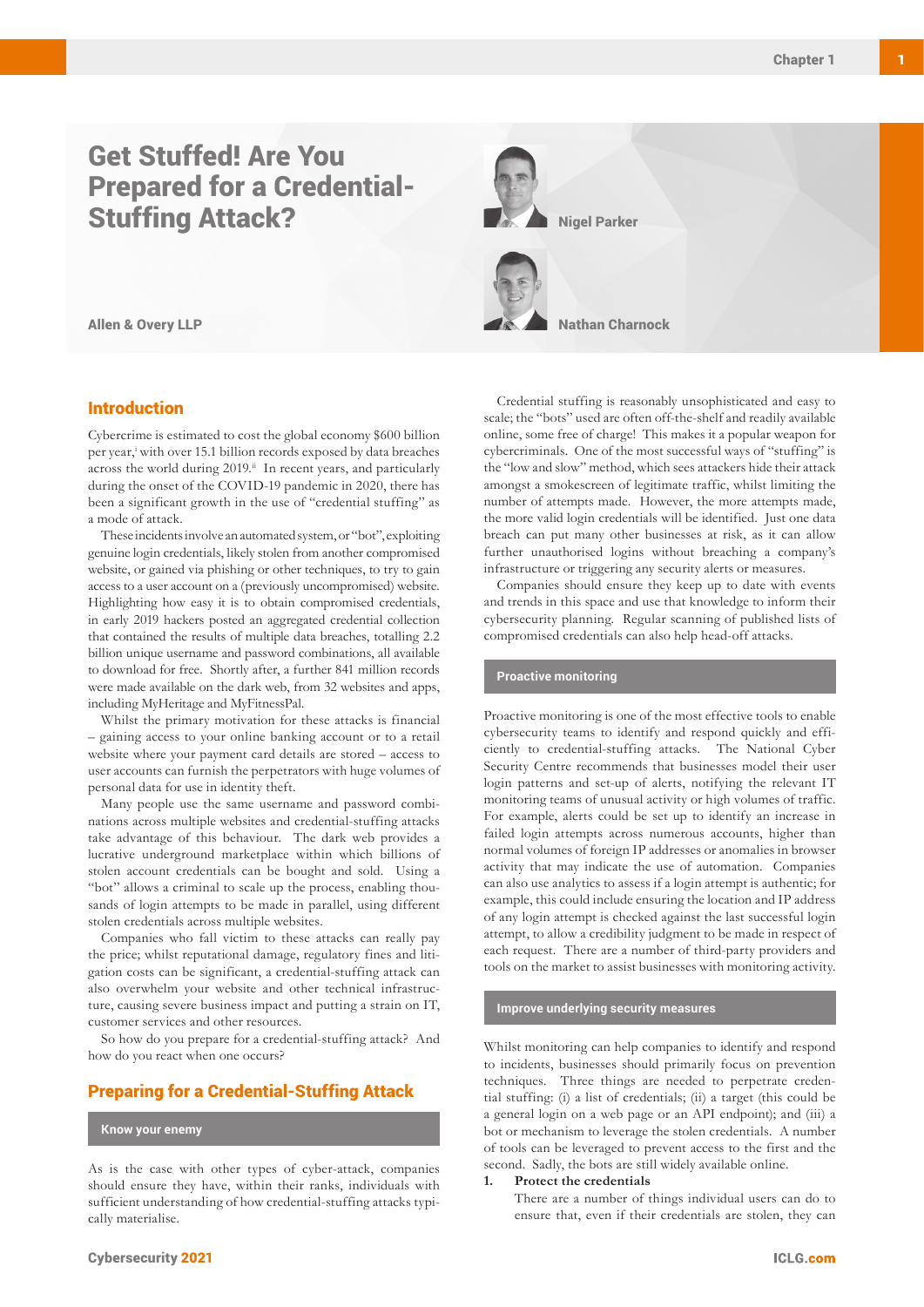# Get Stuffed! Are You Prepared for a Credential-Stuffing Attack?

**Nigel Parker**

**Nathan Charnock**

**Allen & Overy LLP**

## Introduction

Cybercrime is estimated to cost the global economy $600 billion per year,[i] with over 15.1 billion records exposed by data breaches across the world during 2019.[ii] In recent years, and particularly during the onset of the COVID-19 pandemic in 2020, there has been a significant growth in the use of "credential stuffing" as a mode of attack.

These incidents involve an automated system, or "bot", exploiting genuine login credentials, likely stolen from another compromised website, or gained via phishing or other techniques, to try to gain access to a user account on a (previously uncompromised) website. Highlighting how easy it is to obtain compromised credentials, in early 2019 hackers posted an aggregated credential collection that contained the results of multiple data breaches, totalling 2.2 billion unique username and password combinations, all available to download for free. Shortly after, a further 841 million records were made available on the dark web, from 32 websites and apps, including MyHeritage and MyFitnessPal.

Whilst the primary motivation for these attacks is financial – gaining access to your online banking account or to a retail website where your payment card details are stored – access to user accounts can furnish the perpetrators with huge volumes of personal data for use in identity theft.

Many people use the same username and password combinations across multiple websites and credential-stuffing attacks take advantage of this behaviour. The dark web provides a lucrative underground marketplace within which billions of stolen account credentials can be bought and sold. Using a "bot" allows a criminal to scale up the process, enabling thousands of login attempts to be made in parallel, using different stolen credentials across multiple websites.

Companies who fall victim to these attacks can really pay the price; whilst reputational damage, regulatory fines and litigation costs can be significant, a credential-stuffing attack can also overwhelm your website and other technical infrastructure, causing severe business impact and putting a strain on IT, customer services and other resources.

So how do you prepare for a credential-stuffing attack? And how do you react when one occurs?

## Preparing for a Credential-Stuffing Attack

### Know your enemy

As is the case with other types of cyber-attack, companies should ensure they have, within their ranks, individuals with sufficient understanding of how credential-stuffing attacks typically materialise.

Credential stuffing is reasonably unsophisticated and easy to scale; the "bots" used are often off-the-shelf and readily available online, some free of charge! This makes it a popular weapon for cybercriminals. One of the most successful ways of "stuffing" is the "low and slow" method, which sees attackers hide their attack amongst a smokescreen of legitimate traffic, whilst limiting the number of attempts made. However, the more attempts made, the more valid login credentials will be identified. Just one data breach can put many other businesses at risk, as it can allow further unauthorised logins without breaching a company's infrastructure or triggering any security alerts or measures.

Companies should ensure they keep up to date with events and trends in this space and use that knowledge to inform their cybersecurity planning. Regular scanning of published lists of compromised credentials can also help head-off attacks.

### Proactive monitoring

Proactive monitoring is one of the most effective tools to enable cybersecurity teams to identify and respond quickly and efficiently to credential-stuffing attacks. The National Cyber Security Centre recommends that businesses model their user login patterns and set-up of alerts, notifying the relevant IT monitoring teams of unusual activity or high volumes of traffic. For example, alerts could be set up to identify an increase in failed login attempts across numerous accounts, higher than normal volumes of foreign IP addresses or anomalies in browser activity that may indicate the use of automation. Companies can also use analytics to assess if a login attempt is authentic; for example, this could include ensuring the location and IP address of any login attempt is checked against the last successful login attempt, to allow a credibility judgment to be made in respect of each request. There are a number of third-party providers and tools on the market to assist businesses with monitoring activity.

### Improve underlying security measures

Whilst monitoring can help companies to identify and respond to incidents, businesses should primarily focus on prevention techniques. Three things are needed to perpetrate credential stuffing: (i) a list of credentials; (ii) a target (this could be a general login on a web page or an API endpoint); and (iii) a bot or mechanism to leverage the stolen credentials. A number of tools can be leveraged to prevent access to the first and the second. Sadly, the bots are still widely available online.

1. **Protect the credentials**

   There are a number of things individual users can do to ensure that, even if their credentials are stolen, they can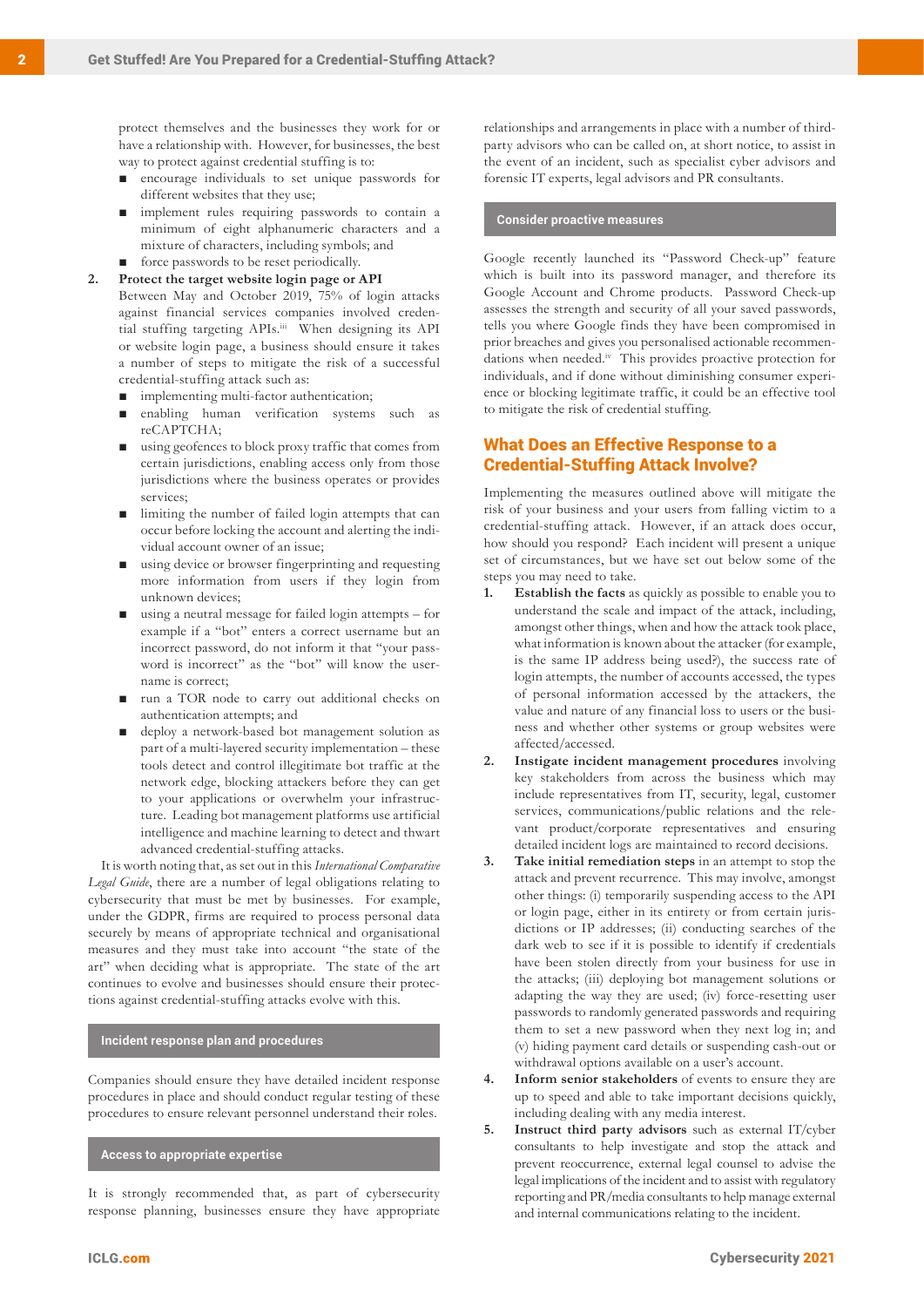protect themselves and the businesses they work for or have a relationship with. However, for businesses, the best way to protect against credential stuffing is to:

- encourage individuals to set unique passwords for different websites that they use;
- implement rules requiring passwords to contain a minimum of eight alphanumeric characters and a mixture of characters, including symbols; and
- force passwords to be reset periodically.

2. **Protect the target website login page or API**

   Between May and October 2019, 75% of login attacks against financial services companies involved credential stuffing targeting APIs.[iii] When designing its API or website login page, a business should ensure it takes a number of steps to mitigate the risk of a successful credential-stuffing attack such as:

   - implementing multi-factor authentication;
   - enabling human verification systems such as reCAPTCHA;
   - using geofences to block proxy traffic that comes from certain jurisdictions, enabling access only from those jurisdictions where the business operates or provides services;
   - limiting the number of failed login attempts that can occur before locking the account and alerting the individual account owner of an issue;
   - using device or browser fingerprinting and requesting more information from users if they login from unknown devices;
   - using a neutral message for failed login attempts – for example if a "bot" enters a correct username but an incorrect password, do not inform it that "your password is incorrect" as the "bot" will know the username is correct;
   - run a TOR node to carry out additional checks on authentication attempts; and
   - deploy a network-based bot management solution as part of a multi-layered security implementation – these tools detect and control illegitimate bot traffic at the network edge, blocking attackers before they can get to your applications or overwhelm your infrastructure. Leading bot management platforms use artificial intelligence and machine learning to detect and thwart advanced credential-stuffing attacks.

It is worth noting that, as set out in this *International Comparative Legal Guide*, there are a number of legal obligations relating to cybersecurity that must be met by businesses. For example, under the GDPR, firms are required to process personal data securely by means of appropriate technical and organisational measures and they must take into account "the state of the art" when deciding what is appropriate. The state of the art continues to evolve and businesses should ensure their protections against credential-stuffing attacks evolve with this.

### Incident response plan and procedures

Companies should ensure they have detailed incident response procedures in place and should conduct regular testing of these procedures to ensure relevant personnel understand their roles.

### Access to appropriate expertise

It is strongly recommended that, as part of cybersecurity response planning, businesses ensure they have appropriate relationships and arrangements in place with a number of third-party advisors who can be called on, at short notice, to assist in the event of an incident, such as specialist cyber advisors and forensic IT experts, legal advisors and PR consultants.

### Consider proactive measures

Google recently launched its "Password Check-up" feature which is built into its password manager, and therefore its Google Account and Chrome products. Password Check-up assesses the strength and security of all your saved passwords, tells you where Google finds they have been compromised in prior breaches and gives you personalised actionable recommendations when needed.[iv] This provides proactive protection for individuals, and if done without diminishing consumer experience or blocking legitimate traffic, it could be an effective tool to mitigate the risk of credential stuffing.

## What Does an Effective Response to a Credential-Stuffing Attack Involve?

Implementing the measures outlined above will mitigate the risk of your business and your users from falling victim to a credential-stuffing attack. However, if an attack does occur, how should you respond? Each incident will present a unique set of circumstances, but we have set out below some of the steps you may need to take.

1. **Establish the facts** as quickly as possible to enable you to understand the scale and impact of the attack, including, amongst other things, when and how the attack took place, what information is known about the attacker (for example, is the same IP address being used?), the success rate of login attempts, the number of accounts accessed, the types of personal information accessed by the attackers, the value and nature of any financial loss to users or the business and whether other systems or group websites were affected/accessed.
2. **Instigate incident management procedures** involving key stakeholders from across the business which may include representatives from IT, security, legal, customer services, communications/public relations and the relevant product/corporate representatives and ensuring detailed incident logs are maintained to record decisions.
3. **Take initial remediation steps** in an attempt to stop the attack and prevent recurrence. This may involve, amongst other things: (i) temporarily suspending access to the API or login page, either in its entirety or from certain jurisdictions or IP addresses; (ii) conducting searches of the dark web to see if it is possible to identify if credentials have been stolen directly from your business for use in the attacks; (iii) deploying bot management solutions or adapting the way they are used; (iv) force-resetting user passwords to randomly generated passwords and requiring them to set a new password when they next log in; and (v) hiding payment card details or suspending cash-out or withdrawal options available on a user's account.
4. **Inform senior stakeholders** of events to ensure they are up to speed and able to take important decisions quickly, including dealing with any media interest.
5. **Instruct third party advisors** such as external IT/cyber consultants to help investigate and stop the attack and prevent reoccurrence, external legal counsel to advise the legal implications of the incident and to assist with regulatory reporting and PR/media consultants to help manage external and internal communications relating to the incident.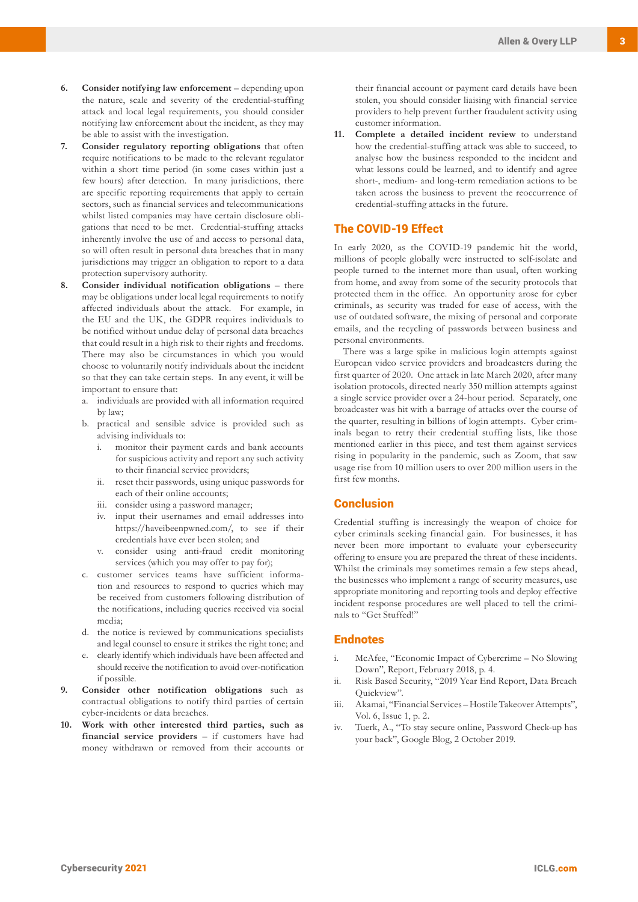6. **Consider notifying law enforcement** – depending upon the nature, scale and severity of the credential-stuffing attack and local legal requirements, you should consider notifying law enforcement about the incident, as they may be able to assist with the investigation.
7. **Consider regulatory reporting obligations** that often require notifications to be made to the relevant regulator within a short time period (in some cases within just a few hours) after detection. In many jurisdictions, there are specific reporting requirements that apply to certain sectors, such as financial services and telecommunications whilst listed companies may have certain disclosure obligations that need to be met. Credential-stuffing attacks inherently involve the use of and access to personal data, so will often result in personal data breaches that in many jurisdictions may trigger an obligation to report to a data protection supervisory authority.
8. **Consider individual notification obligations** – there may be obligations under local legal requirements to notify affected individuals about the attack. For example, in the EU and the UK, the GDPR requires individuals to be notified without undue delay of personal data breaches that could result in a high risk to their rights and freedoms. There may also be circumstances in which you would choose to voluntarily notify individuals about the incident so that they can take certain steps. In any event, it will be important to ensure that:
   a. individuals are provided with all information required by law;
   b. practical and sensible advice is provided such as advising individuals to:
      i. monitor their payment cards and bank accounts for suspicious activity and report any such activity to their financial service providers;
      ii. reset their passwords, using unique passwords for each of their online accounts;
      iii. consider using a password manager;
      iv. input their usernames and email addresses into https://haveibeenpwned.com/, to see if their credentials have ever been stolen; and
      v. consider using anti-fraud credit monitoring services (which you may offer to pay for);
   c. customer services teams have sufficient information and resources to respond to queries which may be received from customers following distribution of the notifications, including queries received via social media;
   d. the notice is reviewed by communications specialists and legal counsel to ensure it strikes the right tone; and
   e. clearly identify which individuals have been affected and should receive the notification to avoid over-notification if possible.
9. **Consider other notification obligations** such as contractual obligations to notify third parties of certain cyber-incidents or data breaches.
10. **Work with other interested third parties, such as financial service providers** – if customers have had money withdrawn or removed from their accounts or their financial account or payment card details have been stolen, you should consider liaising with financial service providers to help prevent further fraudulent activity using customer information.
11. **Complete a detailed incident review** to understand how the credential-stuffing attack was able to succeed, to analyse how the business responded to the incident and what lessons could be learned, and to identify and agree short-, medium- and long-term remediation actions to be taken across the business to prevent the reoccurrence of credential-stuffing attacks in the future.

## The COVID-19 Effect

In early 2020, as the COVID-19 pandemic hit the world, millions of people globally were instructed to self-isolate and people turned to the internet more than usual, often working from home, and away from some of the security protocols that protected them in the office. An opportunity arose for cyber criminals, as security was traded for ease of access, with the use of outdated software, the mixing of personal and corporate emails, and the recycling of passwords between business and personal environments.

There was a large spike in malicious login attempts against European video service providers and broadcasters during the first quarter of 2020. One attack in late March 2020, after many isolation protocols, directed nearly 350 million attempts against a single service provider over a 24-hour period. Separately, one broadcaster was hit with a barrage of attacks over the course of the quarter, resulting in billions of login attempts. Cyber criminals began to retry their credential stuffing lists, like those mentioned earlier in this piece, and test them against services rising in popularity in the pandemic, such as Zoom, that saw usage rise from 10 million users to over 200 million users in the first few months.

## Conclusion

Credential stuffing is increasingly the weapon of choice for cyber criminals seeking financial gain. For businesses, it has never been more important to evaluate your cybersecurity offering to ensure you are prepared the threat of these incidents. Whilst the criminals may sometimes remain a few steps ahead, the businesses who implement a range of security measures, use appropriate monitoring and reporting tools and deploy effective incident response procedures are well placed to tell the criminals to "Get Stuffed!"

## Endnotes

i. McAfee, "Economic Impact of Cybercrime – No Slowing Down", Report, February 2018, p. 4.
ii. Risk Based Security, "2019 Year End Report, Data Breach Quickview".
iii. Akamai, "Financial Services – Hostile Takeover Attempts", Vol. 6, Issue 1, p. 2.
iv. Tuerk, A., "To stay secure online, Password Check-up has your back", Google Blog, 2 October 2019.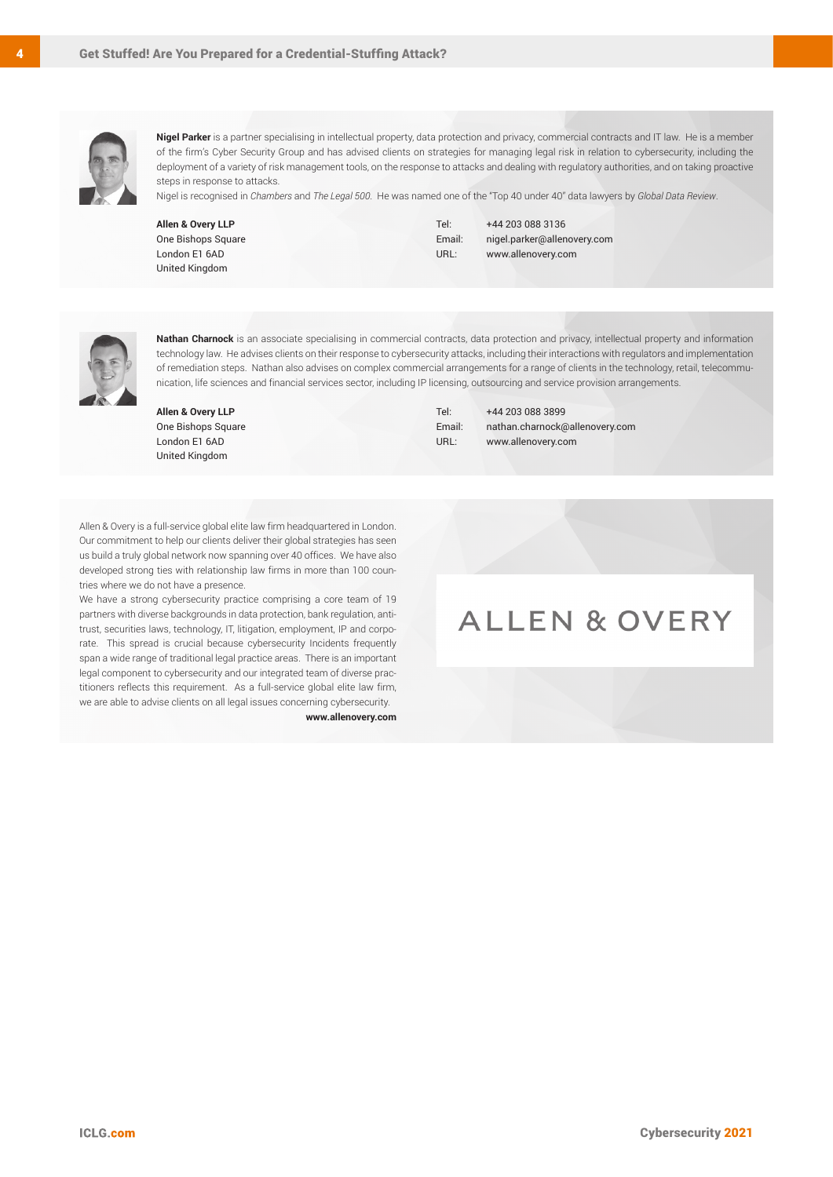**Nigel Parker** is a partner specialising in intellectual property, data protection and privacy, commercial contracts and IT law. He is a member of the firm's Cyber Security Group and has advised clients on strategies for managing legal risk in relation to cybersecurity, including the deployment of a variety of risk management tools, on the response to attacks and dealing with regulatory authorities, and on taking proactive steps in response to attacks.
Nigel is recognised in *Chambers* and *The Legal 500*. He was named one of the "Top 40 under 40" data lawyers by *Global Data Review*.

**Allen & Overy LLP**
One Bishops Square
London E1 6AD
United Kingdom

Tel: +44 203 088 3136
Email: nigel.parker@allenovery.com
URL: www.allenovery.com

**Nathan Charnock** is an associate specialising in commercial contracts, data protection and privacy, intellectual property and information technology law. He advises clients on their response to cybersecurity attacks, including their interactions with regulators and implementation of remediation steps. Nathan also advises on complex commercial arrangements for a range of clients in the technology, retail, telecommunication, life sciences and financial services sector, including IP licensing, outsourcing and service provision arrangements.

**Allen & Overy LLP**
One Bishops Square
London E1 6AD
United Kingdom

Tel: +44 203 088 3899
Email: nathan.charnock@allenovery.com
URL: www.allenovery.com

Allen & Overy is a full-service global elite law firm headquartered in London. Our commitment to help our clients deliver their global strategies has seen us build a truly global network now spanning over 40 offices. We have also developed strong ties with relationship law firms in more than 100 countries where we do not have a presence.
We have a strong cybersecurity practice comprising a core team of 19 partners with diverse backgrounds in data protection, bank regulation, antitrust, securities laws, technology, IT, litigation, employment, IP and corporate. This spread is crucial because cybersecurity Incidents frequently span a wide range of traditional legal practice areas. There is an important legal component to cybersecurity and our integrated team of diverse practitioners reflects this requirement. As a full-service global elite law firm, we are able to advise clients on all legal issues concerning cybersecurity.

**www.allenovery.com**

ALLEN & OVERY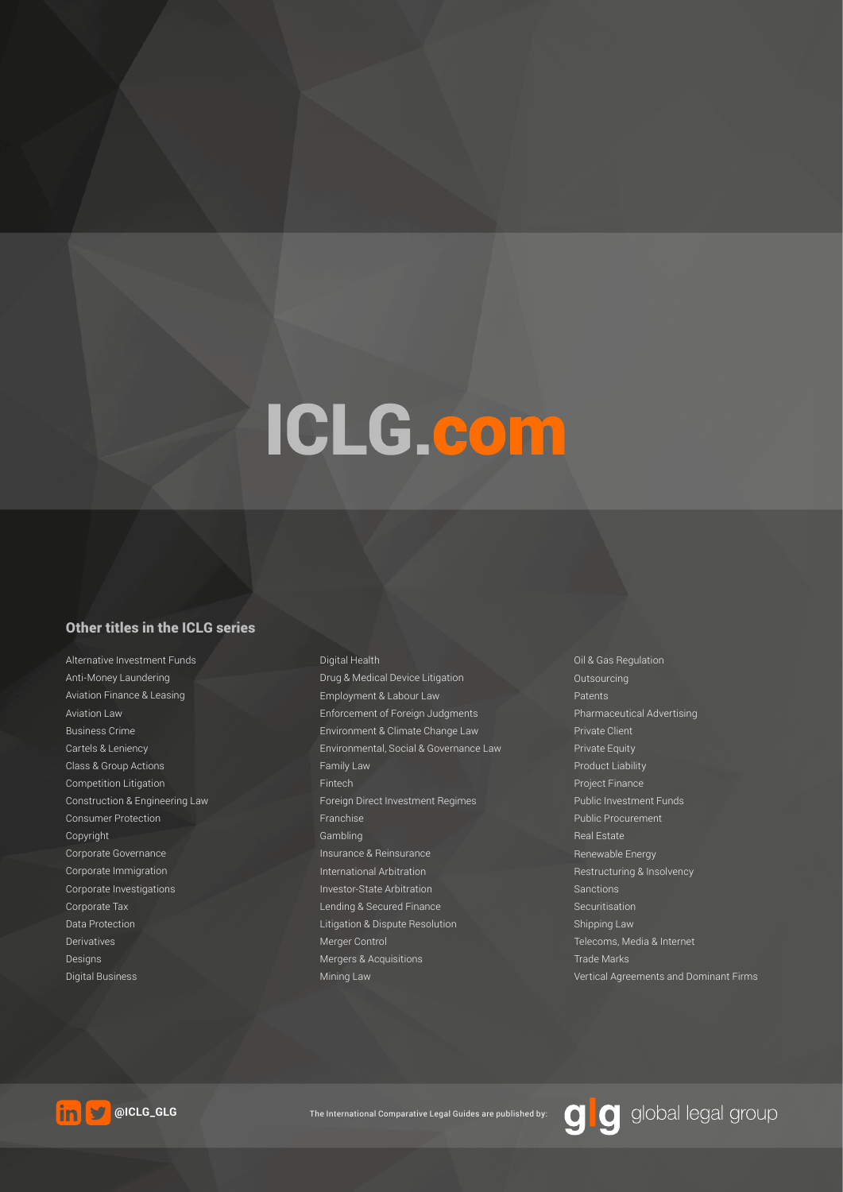# ICLG.com

## Other titles in the ICLG series

- Alternative Investment Funds
- Anti-Money Laundering
- Aviation Finance & Leasing
- Aviation Law
- Business Crime
- Cartels & Leniency
- Class & Group Actions
- Competition Litigation
- Construction & Engineering Law
- Consumer Protection
- Copyright
- Corporate Governance
- Corporate Immigration
- Corporate Investigations
- Corporate Tax
- Data Protection
- Derivatives
- Designs
- Digital Business
- Digital Health
- Drug & Medical Device Litigation
- Employment & Labour Law
- Enforcement of Foreign Judgments
- Environment & Climate Change Law
- Environmental, Social & Governance Law
- Family Law
- Fintech
- Foreign Direct Investment Regimes
- Franchise
- Gambling
- Insurance & Reinsurance
- International Arbitration
- Investor-State Arbitration
- Lending & Secured Finance
- Litigation & Dispute Resolution
- Merger Control
- Mergers & Acquisitions
- Mining Law
- Oil & Gas Regulation
- Outsourcing
- Patents
- Pharmaceutical Advertising
- Private Client
- Private Equity
- Product Liability
- Project Finance
- Public Investment Funds
- Public Procurement
- Real Estate
- Renewable Energy
- Restructuring & Insolvency
- Sanctions
- Securitisation
- Shipping Law
- Telecoms, Media & Internet
- Trade Marks
- Vertical Agreements and Dominant Firms

@ICLG_GLG

The International Comparative Legal Guides are published by: glg global legal group